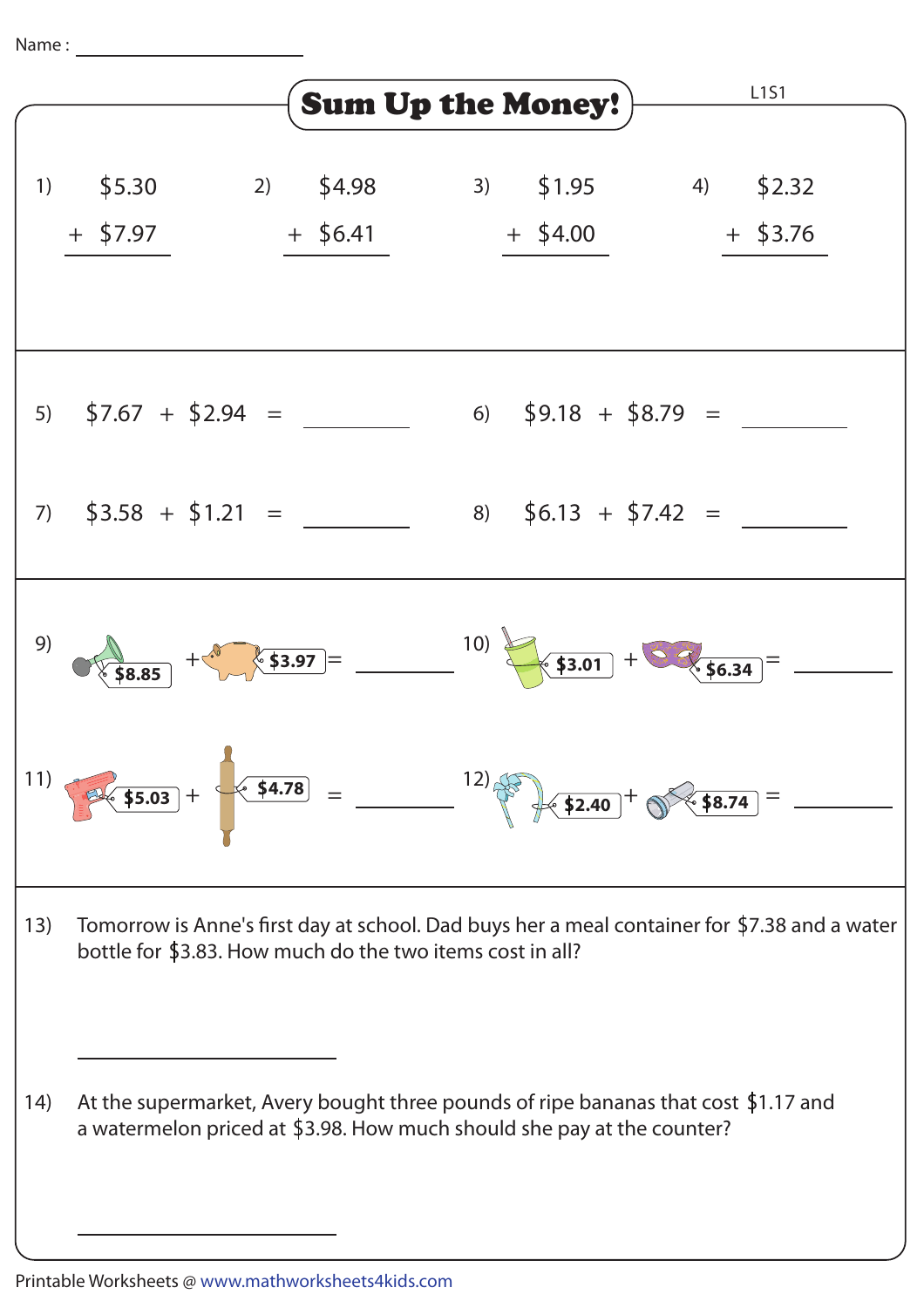Name : ____________________

# Sum Up the Money!

L1S1

1) \$5.30 + \$7.97

2) \$4.98 + \$6.41

3) \$1.95 + \$4.00

4) \$2.32 + \$3.76

5) \$7.67 + \$2.94 = ________

6) \$9.18 + \$8.79 = ________

7) \$3.58 + \$1.21 = ________

8) \$6.13 + \$7.42 = ________

9) \$8.85 + \$3.97 = ________

10) \$3.01 + \$6.34 = ________

11) \$5.03 + \$4.78 = ________

12) \$2.40 + \$8.74 = ________

13) Tomorrow is Anne's first day at school. Dad buys her a meal container for \$7.38 and a water bottle for \$3.83. How much do the two items cost in all?

________________

14) At the supermarket, Avery bought three pounds of ripe bananas that cost \$1.17 and a watermelon priced at \$3.98. How much should she pay at the counter?

________________

Printable Worksheets @ www.mathworksheets4kids.com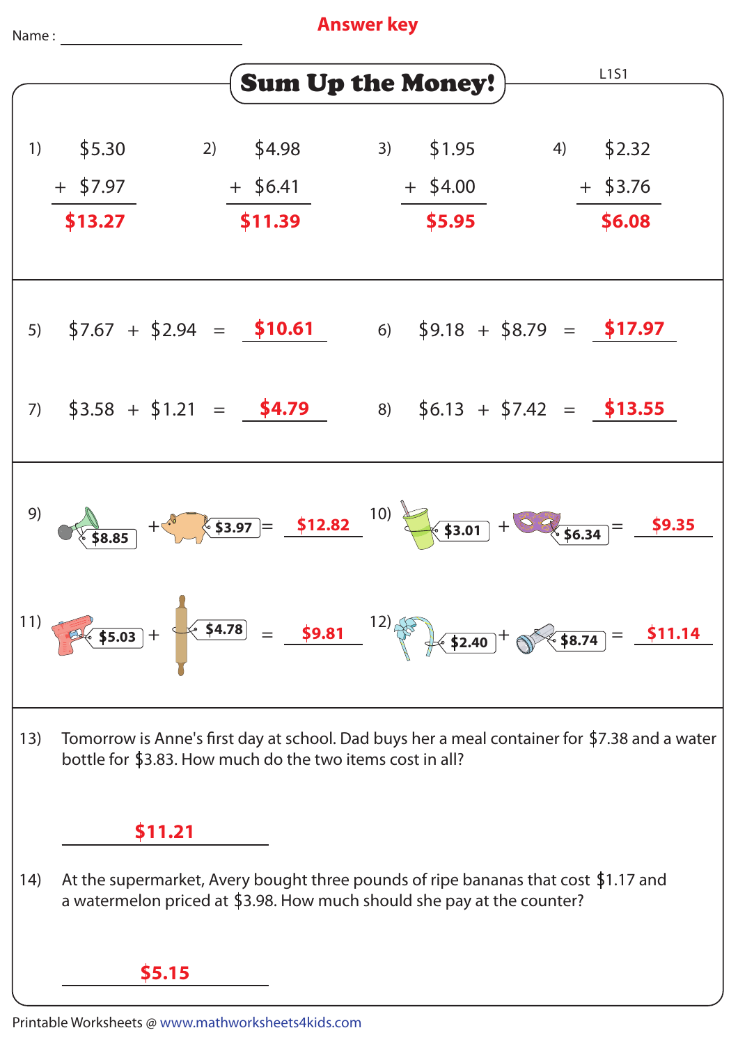Name : ____________________

**Answer key**

# Sum Up the Money!

L1S1

1) $\$5.30 + \$7.97 =$ **$13.27**

2) $\$4.98 + \$6.41 =$ **$11.39**

3) $\$1.95 + \$4.00 =$ **$5.95**

4) $\$2.32 + \$3.76 =$ **$6.08**

5) $7.67 + $2.94 = **$10.61**

6) $9.18 + $8.79 = **$17.97**

7) $3.58 + $1.21 = **$4.79**

8) $6.13 + $7.42 = **$13.55**

9) $8.85 + $3.97 = **$12.82**

10) $3.01 + $6.34 = **$9.35**

11) $5.03 + $4.78 = **$9.81**

12) $2.40 + $8.74 = **$11.14**

13) Tomorrow is Anne's first day at school. Dad buys her a meal container for $7.38 and a water bottle for $3.83. How much do the two items cost in all?

**$11.21**

14) At the supermarket, Avery bought three pounds of ripe bananas that cost $1.17 and a watermelon priced at $3.98. How much should she pay at the counter?

**$5.15**

Printable Worksheets @ www.mathworksheets4kids.com